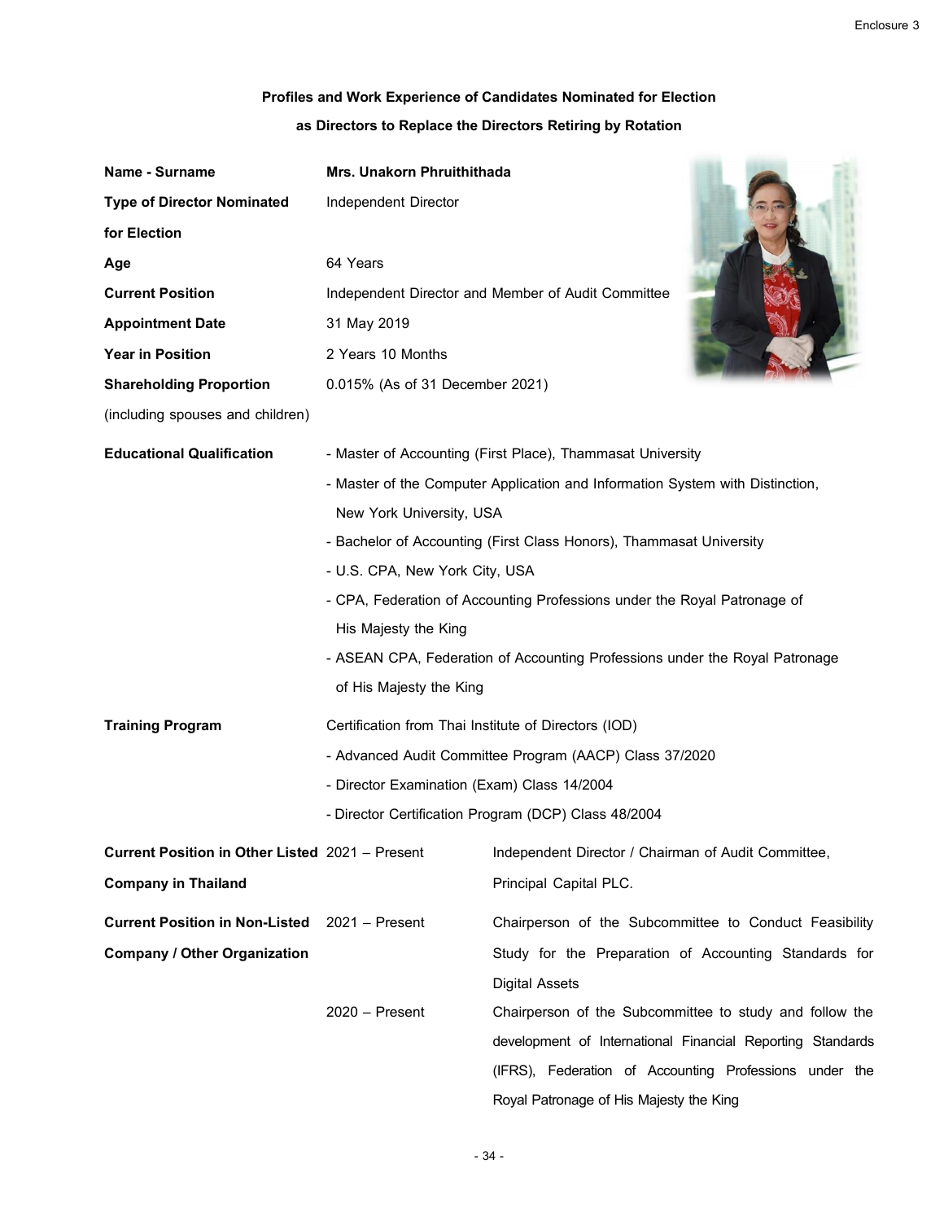Enclosure 3

## Profiles and Work Experience of Candidates Nominated for Election as Directors to Replace the Directors Retiring by Rotation

| | |
|---|---|
| **Name - Surname** | **Mrs. Unakorn Phruithithada** |
| **Type of Director Nominated for Election** | Independent Director |
| **Age** | 64 Years |
| **Current Position** | Independent Director and Member of Audit Committee |
| **Appointment Date** | 31 May 2019 |
| **Year in Position** | 2 Years 10 Months |
| **Shareholding Proportion** (including spouses and children) | 0.015% (As of 31 December 2021) |

**Educational Qualification**

- Master of Accounting (First Place), Thammasat University
- Master of the Computer Application and Information System with Distinction, New York University, USA
- Bachelor of Accounting (First Class Honors), Thammasat University
- U.S. CPA, New York City, USA
- CPA, Federation of Accounting Professions under the Royal Patronage of His Majesty the King
- ASEAN CPA, Federation of Accounting Professions under the Royal Patronage of His Majesty the King

**Training Program**

Certification from Thai Institute of Directors (IOD)

- Advanced Audit Committee Program (AACP) Class 37/2020
- Director Examination (Exam) Class 14/2004
- Director Certification Program (DCP) Class 48/2004

| | | |
|---|---|---|
| **Current Position in Other Listed Company in Thailand** | 2021 – Present | Independent Director / Chairman of Audit Committee, Principal Capital PLC. |
| **Current Position in Non-Listed Company / Other Organization** | 2021 – Present | Chairperson of the Subcommittee to Conduct Feasibility Study for the Preparation of Accounting Standards for Digital Assets |
| | 2020 – Present | Chairperson of the Subcommittee to study and follow the development of International Financial Reporting Standards (IFRS), Federation of Accounting Professions under the Royal Patronage of His Majesty the King |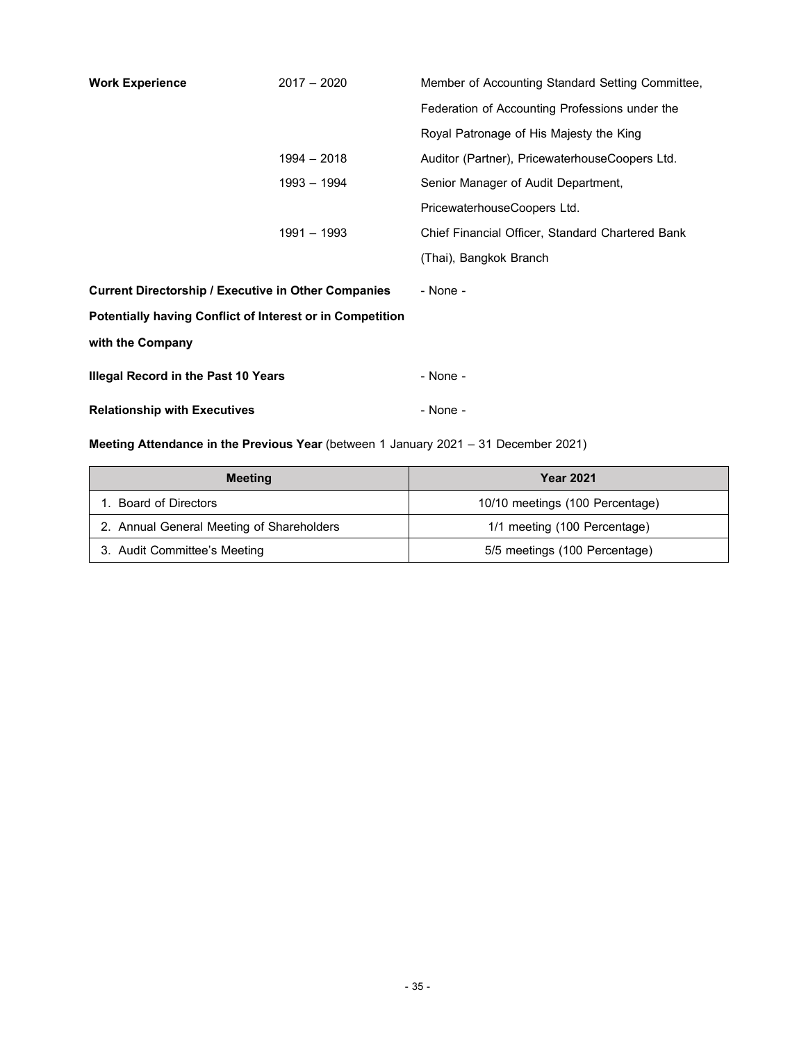**Work Experience**

| | |
|---|---|
| 2017 – 2020 | Member of Accounting Standard Setting Committee, Federation of Accounting Professions under the Royal Patronage of His Majesty the King |
| 1994 – 2018 | Auditor (Partner), PricewaterhouseCoopers Ltd. |
| 1993 – 1994 | Senior Manager of Audit Department, PricewaterhouseCoopers Ltd. |
| 1991 – 1993 | Chief Financial Officer, Standard Chartered Bank (Thai), Bangkok Branch |

**Current Directorship / Executive in Other Companies Potentially having Conflict of Interest or in Competition with the Company** - None -

**Illegal Record in the Past 10 Years** - None -

**Relationship with Executives** - None -

**Meeting Attendance in the Previous Year** (between 1 January 2021 – 31 December 2021)

| Meeting | Year 2021 |
|---|---|
| 1. Board of Directors | 10/10 meetings (100 Percentage) |
| 2. Annual General Meeting of Shareholders | 1/1 meeting (100 Percentage) |
| 3. Audit Committee's Meeting | 5/5 meetings (100 Percentage) |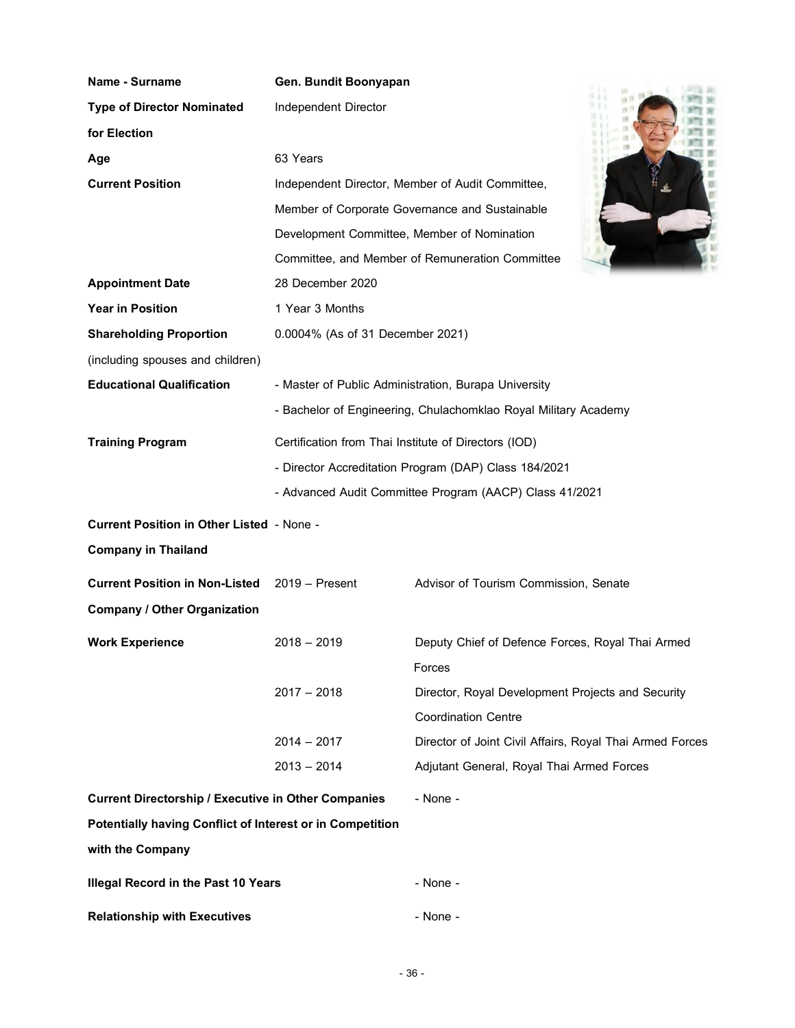| | | |
|---|---|---|
| **Name - Surname** | **Gen. Bundit Boonyapan** | |
| **Type of Director Nominated for Election** | Independent Director | |
| **Age** | 63 Years | |
| **Current Position** | Independent Director, Member of Audit Committee, Member of Corporate Governance and Sustainable Development Committee, Member of Nomination Committee, and Member of Remuneration Committee | |
| **Appointment Date** | 28 December 2020 | |
| **Year in Position** | 1 Year 3 Months | |
| **Shareholding Proportion** (including spouses and children) | 0.0004% (As of 31 December 2021) | |
| **Educational Qualification** | - Master of Public Administration, Burapa University<br>- Bachelor of Engineering, Chulachomklao Royal Military Academy | |
| **Training Program** | Certification from Thai Institute of Directors (IOD)<br>- Director Accreditation Program (DAP) Class 184/2021<br>- Advanced Audit Committee Program (AACP) Class 41/2021 | |
| **Current Position in Other Listed Company in Thailand** | - None - | |
| **Current Position in Non-Listed Company / Other Organization** | 2019 – Present | Advisor of Tourism Commission, Senate |
| **Work Experience** | 2018 – 2019 | Deputy Chief of Defence Forces, Royal Thai Armed Forces |
| | 2017 – 2018 | Director, Royal Development Projects and Security Coordination Centre |
| | 2014 – 2017 | Director of Joint Civil Affairs, Royal Thai Armed Forces |
| | 2013 – 2014 | Adjutant General, Royal Thai Armed Forces |

**Current Directorship / Executive in Other Companies Potentially having Conflict of Interest or in Competition with the Company** - None -

**Illegal Record in the Past 10 Years** - None -

**Relationship with Executives** - None -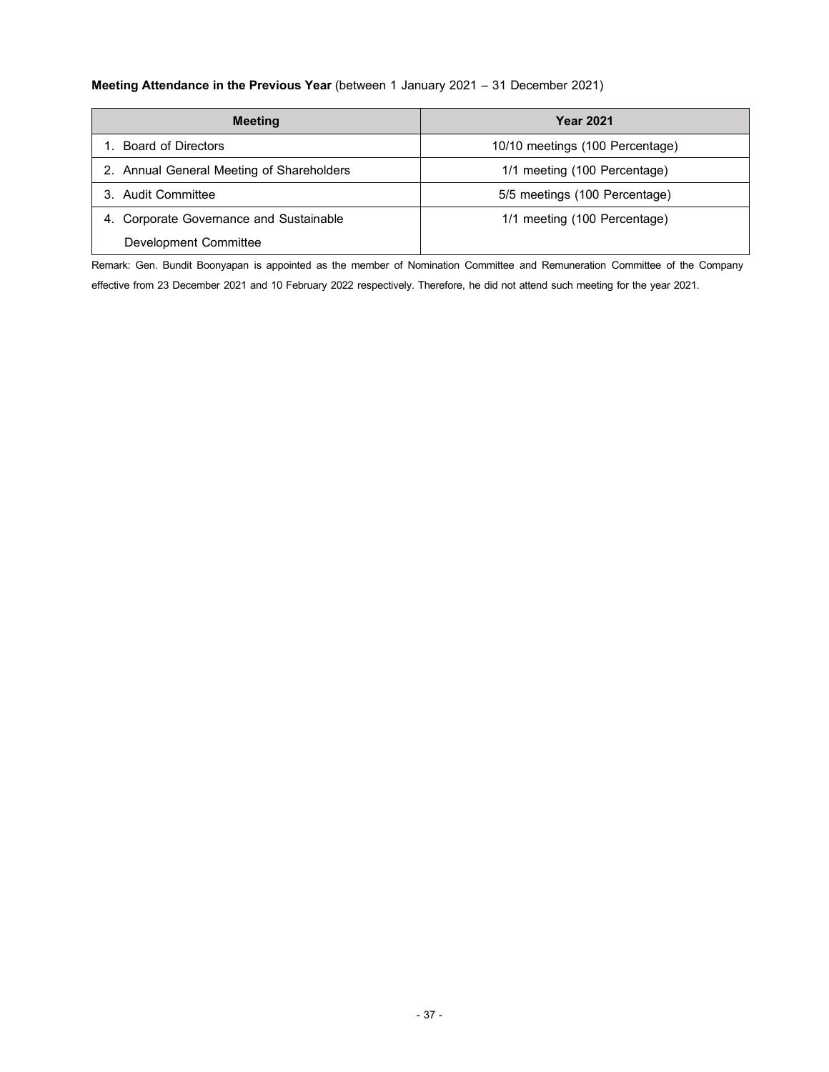**Meeting Attendance in the Previous Year** (between 1 January 2021 – 31 December 2021)

| Meeting | Year 2021 |
|---|---|
| 1. Board of Directors | 10/10 meetings (100 Percentage) |
| 2. Annual General Meeting of Shareholders | 1/1 meeting (100 Percentage) |
| 3. Audit Committee | 5/5 meetings (100 Percentage) |
| 4. Corporate Governance and Sustainable Development Committee | 1/1 meeting (100 Percentage) |

Remark: Gen. Bundit Boonyapan is appointed as the member of Nomination Committee and Remuneration Committee of the Company effective from 23 December 2021 and 10 February 2022 respectively. Therefore, he did not attend such meeting for the year 2021.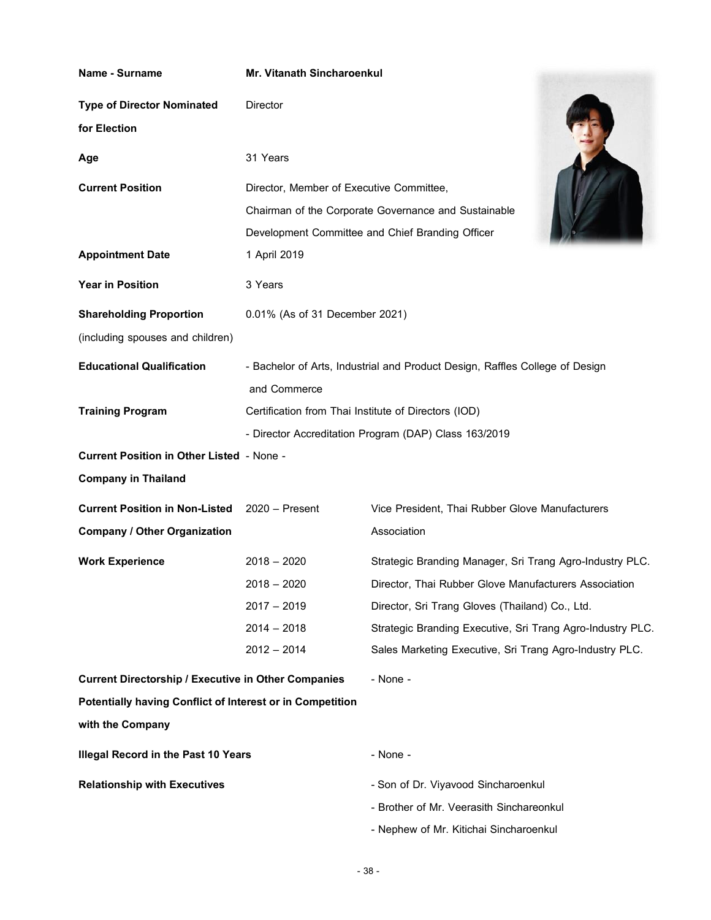| | | |
|---|---|---|
| **Name - Surname** | **Mr. Vitanath Sincharoenkul** | |
| **Type of Director Nominated for Election** | Director | |
| **Age** | 31 Years | |
| **Current Position** | Director, Member of Executive Committee, Chairman of the Corporate Governance and Sustainable Development Committee and Chief Branding Officer | |
| **Appointment Date** | 1 April 2019 | |
| **Year in Position** | 3 Years | |
| **Shareholding Proportion** (including spouses and children) | 0.01% (As of 31 December 2021) | |
| **Educational Qualification** | - Bachelor of Arts, Industrial and Product Design, Raffles College of Design and Commerce | |
| **Training Program** | Certification from Thai Institute of Directors (IOD)<br>- Director Accreditation Program (DAP) Class 163/2019 | |
| **Current Position in Other Listed Company in Thailand** | - None - | |
| **Current Position in Non-Listed Company / Other Organization** | 2020 – Present | Vice President, Thai Rubber Glove Manufacturers Association |
| **Work Experience** | 2018 – 2020 | Strategic Branding Manager, Sri Trang Agro-Industry PLC. |
| | 2018 – 2020 | Director, Thai Rubber Glove Manufacturers Association |
| | 2017 – 2019 | Director, Sri Trang Gloves (Thailand) Co., Ltd. |
| | 2014 – 2018 | Strategic Branding Executive, Sri Trang Agro-Industry PLC. |
| | 2012 – 2014 | Sales Marketing Executive, Sri Trang Agro-Industry PLC. |
| **Current Directorship / Executive in Other Companies Potentially having Conflict of Interest or in Competition with the Company** | | - None - |
| **Illegal Record in the Past 10 Years** | | - None - |
| **Relationship with Executives** | | - Son of Dr. Viyavood Sincharoenkul<br>- Brother of Mr. Veerasith Sinchareonkul<br>- Nephew of Mr. Kitichai Sincharoenkul |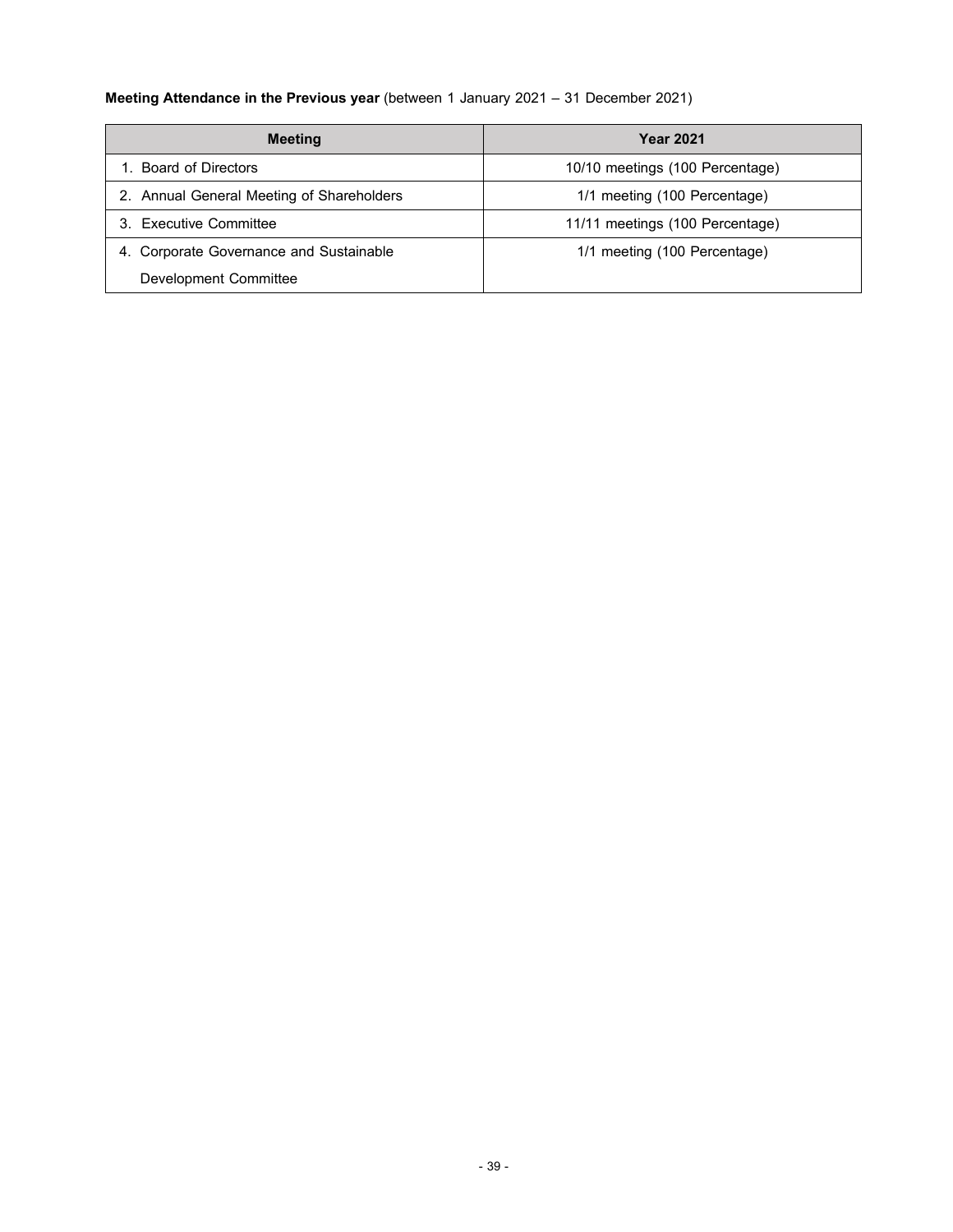**Meeting Attendance in the Previous year** (between 1 January 2021 – 31 December 2021)

| Meeting | Year 2021 |
| --- | --- |
| 1. Board of Directors | 10/10 meetings (100 Percentage) |
| 2. Annual General Meeting of Shareholders | 1/1 meeting (100 Percentage) |
| 3. Executive Committee | 11/11 meetings (100 Percentage) |
| 4. Corporate Governance and Sustainable Development Committee | 1/1 meeting (100 Percentage) |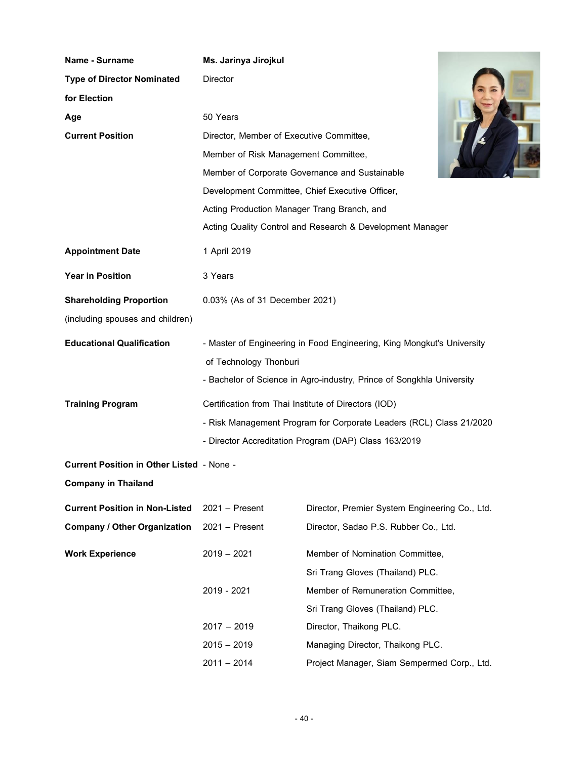| | | |
|---|---|---|
| **Name - Surname** | **Ms. Jarinya Jirojkul** | |
| **Type of Director Nominated for Election** | Director | |
| **Age** | 50 Years | |
| **Current Position** | Director, Member of Executive Committee, Member of Risk Management Committee, Member of Corporate Governance and Sustainable Development Committee, Chief Executive Officer, Acting Production Manager Trang Branch, and Acting Quality Control and Research & Development Manager | |
| **Appointment Date** | 1 April 2019 | |
| **Year in Position** | 3 Years | |
| **Shareholding Proportion** (including spouses and children) | 0.03% (As of 31 December 2021) | |
| **Educational Qualification** | - Master of Engineering in Food Engineering, King Mongkut's University of Technology Thonburi<br>- Bachelor of Science in Agro-industry, Prince of Songkhla University | |
| **Training Program** | Certification from Thai Institute of Directors (IOD)<br>- Risk Management Program for Corporate Leaders (RCL) Class 21/2020<br>- Director Accreditation Program (DAP) Class 163/2019 | |
| **Current Position in Other Listed Company in Thailand** | - None - | |
| **Current Position in Non-Listed Company / Other Organization** | 2021 – Present | Director, Premier System Engineering Co., Ltd. |
| | 2021 – Present | Director, Sadao P.S. Rubber Co., Ltd. |
| **Work Experience** | 2019 – 2021 | Member of Nomination Committee, Sri Trang Gloves (Thailand) PLC. |
| | 2019 - 2021 | Member of Remuneration Committee, Sri Trang Gloves (Thailand) PLC. |
| | 2017 – 2019 | Director, Thaikong PLC. |
| | 2015 – 2019 | Managing Director, Thaikong PLC. |
| | 2011 – 2014 | Project Manager, Siam Sempermed Corp., Ltd. |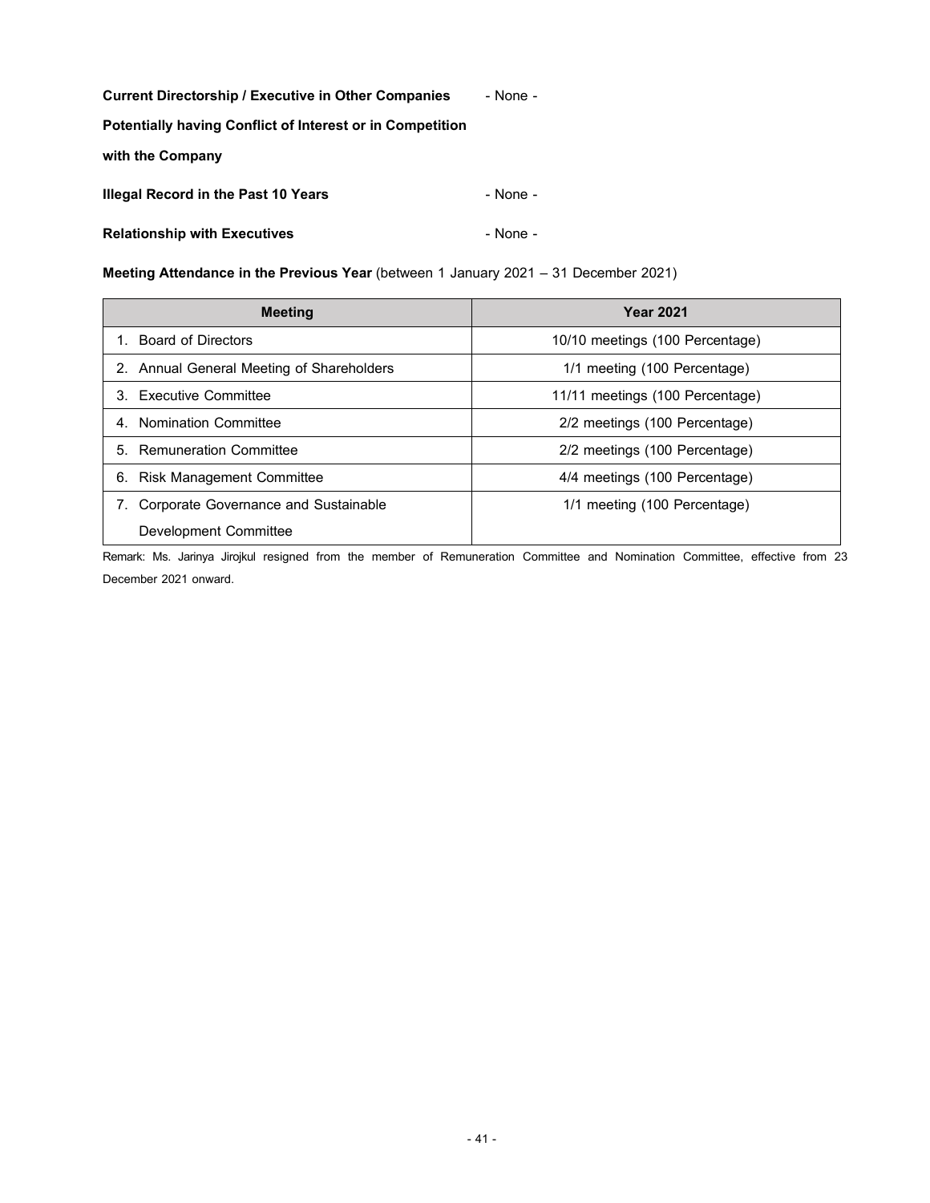**Current Directorship / Executive in Other Companies Potentially having Conflict of Interest or in Competition with the Company** - None -

**Illegal Record in the Past 10 Years** - None -

**Relationship with Executives** - None -

**Meeting Attendance in the Previous Year** (between 1 January 2021 – 31 December 2021)

| Meeting | Year 2021 |
|---|---|
| 1. Board of Directors | 10/10 meetings (100 Percentage) |
| 2. Annual General Meeting of Shareholders | 1/1 meeting (100 Percentage) |
| 3. Executive Committee | 11/11 meetings (100 Percentage) |
| 4. Nomination Committee | 2/2 meetings (100 Percentage) |
| 5. Remuneration Committee | 2/2 meetings (100 Percentage) |
| 6. Risk Management Committee | 4/4 meetings (100 Percentage) |
| 7. Corporate Governance and Sustainable Development Committee | 1/1 meeting (100 Percentage) |

Remark: Ms. Jarinya Jirojkul resigned from the member of Remuneration Committee and Nomination Committee, effective from 23 December 2021 onward.